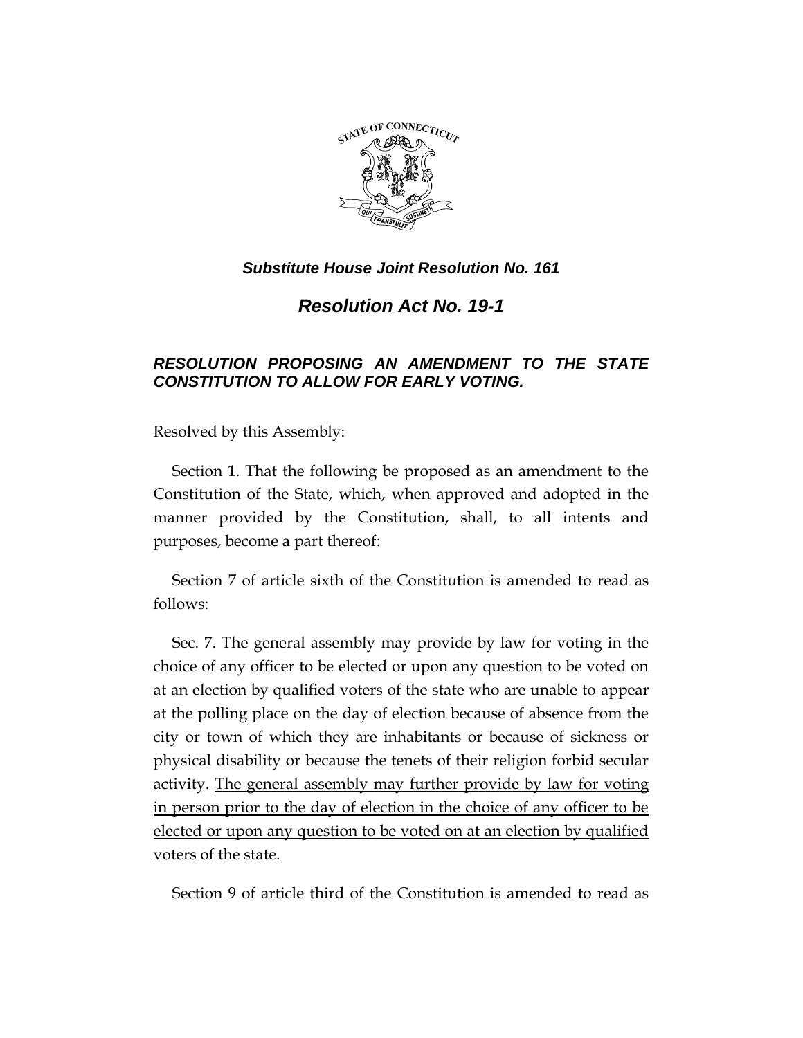***Substitute House Joint Resolution No. 161***

# *Resolution Act No. 19-1*

***RESOLUTION PROPOSING AN AMENDMENT TO THE STATE CONSTITUTION TO ALLOW FOR EARLY VOTING.***

Resolved by this Assembly:

Section 1. That the following be proposed as an amendment to the Constitution of the State, which, when approved and adopted in the manner provided by the Constitution, shall, to all intents and purposes, become a part thereof:

Section 7 of article sixth of the Constitution is amended to read as follows:

Sec. 7. The general assembly may provide by law for voting in the choice of any officer to be elected or upon any question to be voted on at an election by qualified voters of the state who are unable to appear at the polling place on the day of election because of absence from the city or town of which they are inhabitants or because of sickness or physical disability or because the tenets of their religion forbid secular activity. <u>The general assembly may further provide by law for voting in person prior to the day of election in the choice of any officer to be elected or upon any question to be voted on at an election by qualified voters of the state.</u>

Section 9 of article third of the Constitution is amended to read as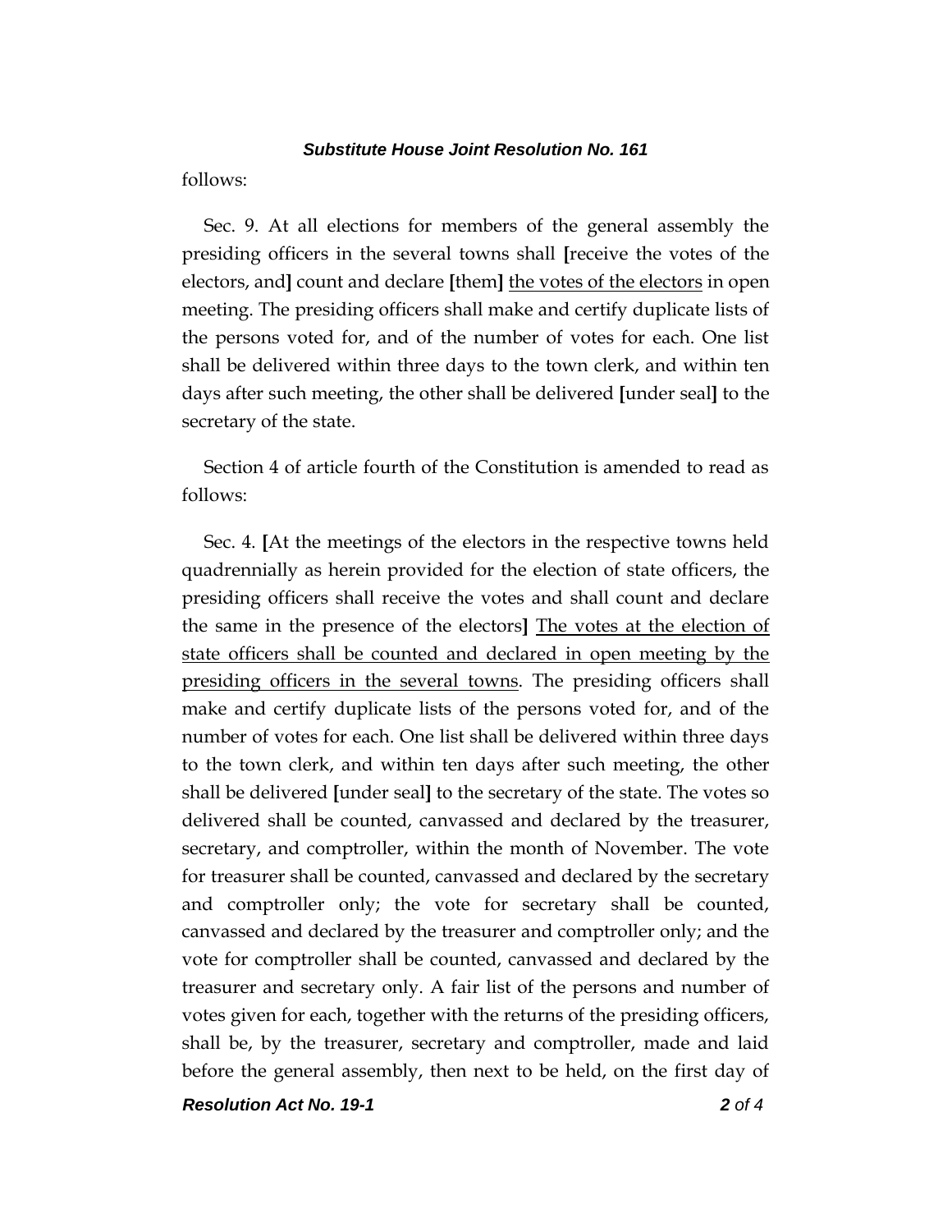follows:

Sec. 9. At all elections for members of the general assembly the presiding officers in the several towns shall [receive the votes of the electors, and] count and declare [them] <u>the votes of the electors</u> in open meeting. The presiding officers shall make and certify duplicate lists of the persons voted for, and of the number of votes for each. One list shall be delivered within three days to the town clerk, and within ten days after such meeting, the other shall be delivered [under seal] to the secretary of the state.

Section 4 of article fourth of the Constitution is amended to read as follows:

Sec. 4. [At the meetings of the electors in the respective towns held quadrennially as herein provided for the election of state officers, the presiding officers shall receive the votes and shall count and declare the same in the presence of the electors] <u>The votes at the election of state officers shall be counted and declared in open meeting by the presiding officers in the several towns</u>. The presiding officers shall make and certify duplicate lists of the persons voted for, and of the number of votes for each. One list shall be delivered within three days to the town clerk, and within ten days after such meeting, the other shall be delivered [under seal] to the secretary of the state. The votes so delivered shall be counted, canvassed and declared by the treasurer, secretary, and comptroller, within the month of November. The vote for treasurer shall be counted, canvassed and declared by the secretary and comptroller only; the vote for secretary shall be counted, canvassed and declared by the treasurer and comptroller only; and the vote for comptroller shall be counted, canvassed and declared by the treasurer and secretary only. A fair list of the persons and number of votes given for each, together with the returns of the presiding officers, shall be, by the treasurer, secretary and comptroller, made and laid before the general assembly, then next to be held, on the first day of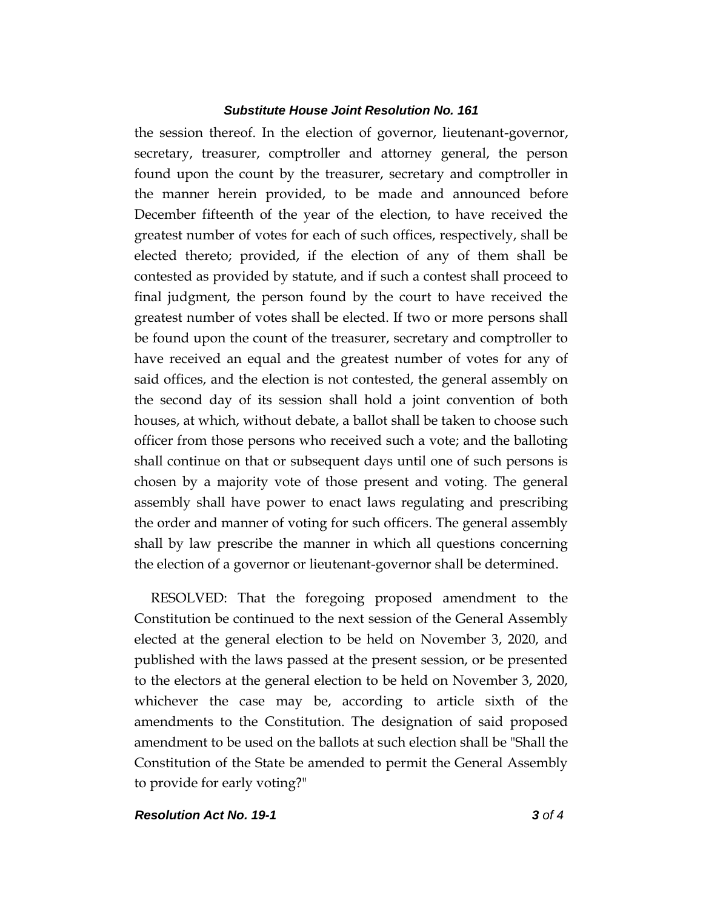the session thereof. In the election of governor, lieutenant-governor, secretary, treasurer, comptroller and attorney general, the person found upon the count by the treasurer, secretary and comptroller in the manner herein provided, to be made and announced before December fifteenth of the year of the election, to have received the greatest number of votes for each of such offices, respectively, shall be elected thereto; provided, if the election of any of them shall be contested as provided by statute, and if such a contest shall proceed to final judgment, the person found by the court to have received the greatest number of votes shall be elected. If two or more persons shall be found upon the count of the treasurer, secretary and comptroller to have received an equal and the greatest number of votes for any of said offices, and the election is not contested, the general assembly on the second day of its session shall hold a joint convention of both houses, at which, without debate, a ballot shall be taken to choose such officer from those persons who received such a vote; and the balloting shall continue on that or subsequent days until one of such persons is chosen by a majority vote of those present and voting. The general assembly shall have power to enact laws regulating and prescribing the order and manner of voting for such officers. The general assembly shall by law prescribe the manner in which all questions concerning the election of a governor or lieutenant-governor shall be determined.

RESOLVED: That the foregoing proposed amendment to the Constitution be continued to the next session of the General Assembly elected at the general election to be held on November 3, 2020, and published with the laws passed at the present session, or be presented to the electors at the general election to be held on November 3, 2020, whichever the case may be, according to article sixth of the amendments to the Constitution. The designation of said proposed amendment to be used on the ballots at such election shall be "Shall the Constitution of the State be amended to permit the General Assembly to provide for early voting?"